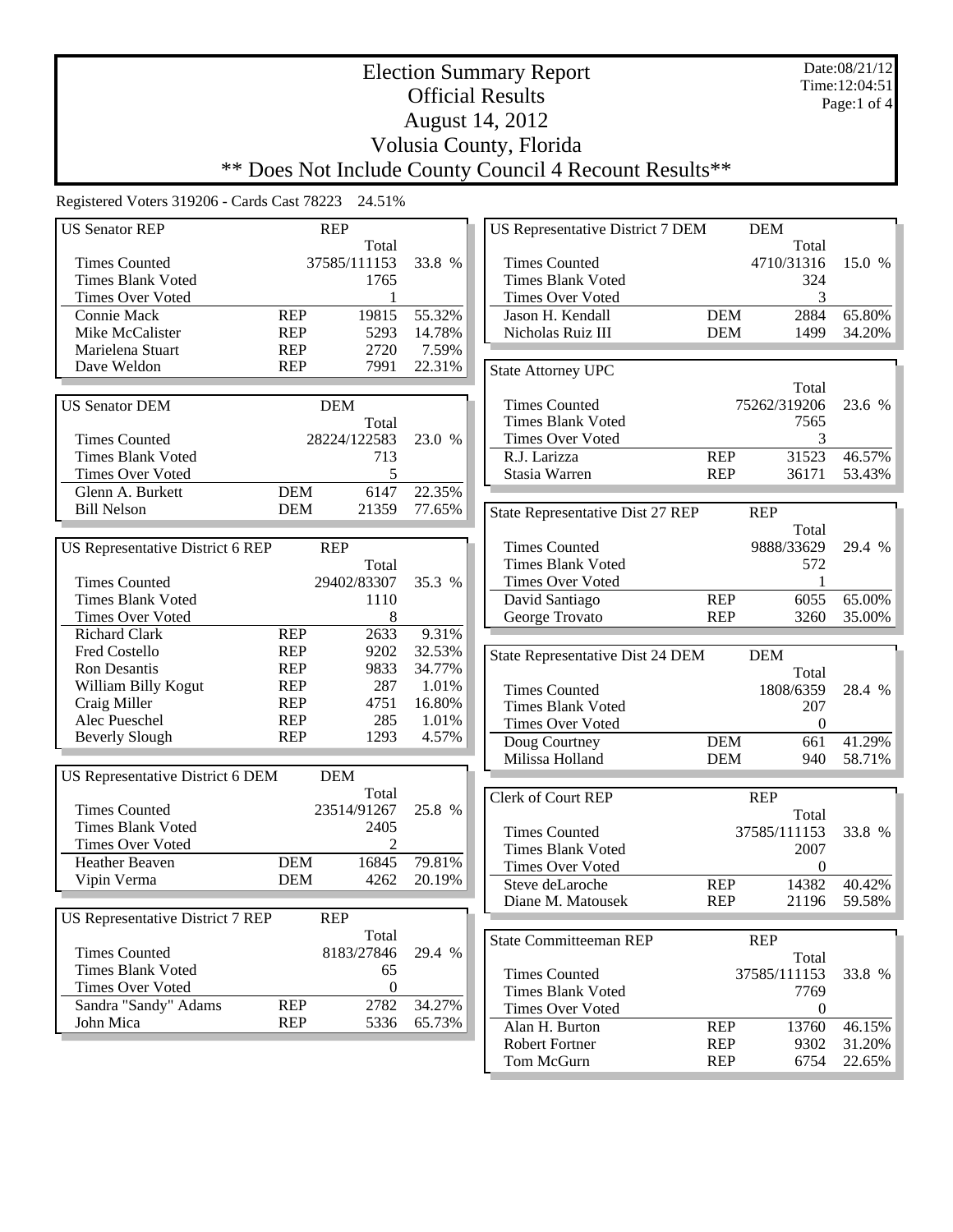# Election Summary Report

## Official Results

## August 14, 2012

## Volusia County, Florida

## ** Does Not Include County Council 4 Recount Results**

Date:08/21/12
Time:12:04:51

Registered Voters 319206 - Cards Cast 78223 24.51%

| US Senator REP | REP | Total | |
|---|---|---|---|
| Times Counted | | 37585/111153 | 33.8 % |
| Times Blank Voted | | 1765 | |
| Times Over Voted | | 1 | |
| Connie Mack | REP | 19815 | 55.32% |
| Mike McCalister | REP | 5293 | 14.78% |
| Marielena Stuart | REP | 2720 | 7.59% |
| Dave Weldon | REP | 7991 | 22.31% |

| US Senator DEM | DEM | Total | |
|---|---|---|---|
| Times Counted | | 28224/122583 | 23.0 % |
| Times Blank Voted | | 713 | |
| Times Over Voted | | 5 | |
| Glenn A. Burkett | DEM | 6147 | 22.35% |
| Bill Nelson | DEM | 21359 | 77.65% |

| US Representative District 6 REP | REP | Total | |
|---|---|---|---|
| Times Counted | | 29402/83307 | 35.3 % |
| Times Blank Voted | | 1110 | |
| Times Over Voted | | 8 | |
| Richard Clark | REP | 2633 | 9.31% |
| Fred Costello | REP | 9202 | 32.53% |
| Ron Desantis | REP | 9833 | 34.77% |
| William Billy Kogut | REP | 287 | 1.01% |
| Craig Miller | REP | 4751 | 16.80% |
| Alec Pueschel | REP | 285 | 1.01% |
| Beverly Slough | REP | 1293 | 4.57% |

| US Representative District 6 DEM | DEM | Total | |
|---|---|---|---|
| Times Counted | | 23514/91267 | 25.8 % |
| Times Blank Voted | | 2405 | |
| Times Over Voted | | 2 | |
| Heather Beaven | DEM | 16845 | 79.81% |
| Vipin Verma | DEM | 4262 | 20.19% |

| US Representative District 7 REP | REP | Total | |
|---|---|---|---|
| Times Counted | | 8183/27846 | 29.4 % |
| Times Blank Voted | | 65 | |
| Times Over Voted | | 0 | |
| Sandra "Sandy" Adams | REP | 2782 | 34.27% |
| John Mica | REP | 5336 | 65.73% |

| US Representative District 7 DEM | DEM | Total | |
|---|---|---|---|
| Times Counted | | 4710/31316 | 15.0 % |
| Times Blank Voted | | 324 | |
| Times Over Voted | | 3 | |
| Jason H. Kendall | DEM | 2884 | 65.80% |
| Nicholas Ruiz III | DEM | 1499 | 34.20% |

| State Attorney UPC | | Total | |
|---|---|---|---|
| Times Counted | | 75262/319206 | 23.6 % |
| Times Blank Voted | | 7565 | |
| Times Over Voted | | 3 | |
| R.J. Larizza | REP | 31523 | 46.57% |
| Stasia Warren | REP | 36171 | 53.43% |

| State Representative Dist 27 REP | REP | Total | |
|---|---|---|---|
| Times Counted | | 9888/33629 | 29.4 % |
| Times Blank Voted | | 572 | |
| Times Over Voted | | 1 | |
| David Santiago | REP | 6055 | 65.00% |
| George Trovato | REP | 3260 | 35.00% |

| State Representative Dist 24 DEM | DEM | Total | |
|---|---|---|---|
| Times Counted | | 1808/6359 | 28.4 % |
| Times Blank Voted | | 207 | |
| Times Over Voted | | 0 | |
| Doug Courtney | DEM | 661 | 41.29% |
| Milissa Holland | DEM | 940 | 58.71% |

| Clerk of Court REP | REP | Total | |
|---|---|---|---|
| Times Counted | | 37585/111153 | 33.8 % |
| Times Blank Voted | | 2007 | |
| Times Over Voted | | 0 | |
| Steve deLaroche | REP | 14382 | 40.42% |
| Diane M. Matousek | REP | 21196 | 59.58% |

| State Committeeman REP | REP | Total | |
|---|---|---|---|
| Times Counted | | 37585/111153 | 33.8 % |
| Times Blank Voted | | 7769 | |
| Times Over Voted | | 0 | |
| Alan H. Burton | REP | 13760 | 46.15% |
| Robert Fortner | REP | 9302 | 31.20% |
| Tom McGurn | REP | 6754 | 22.65% |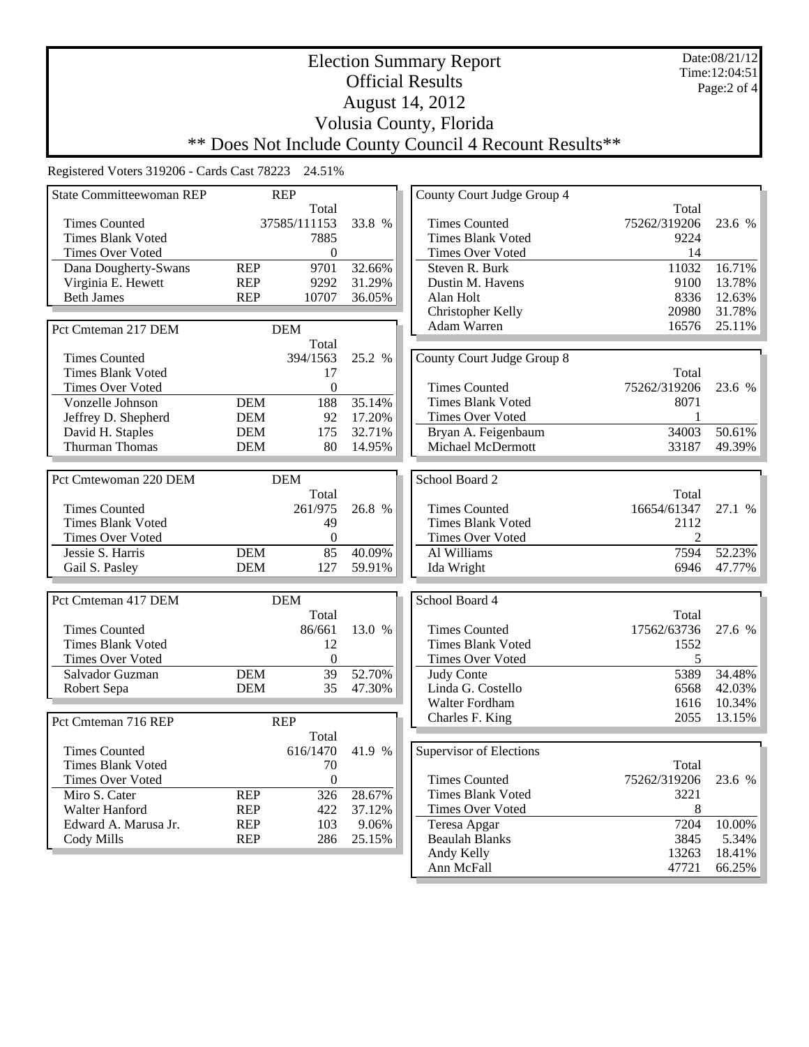# Election Summary Report
## Official Results
## August 14, 2012
## Volusia County, Florida
## ** Does Not Include County Council 4 Recount Results**

Date:08/21/12
Time:12:04:51

Registered Voters 319206 - Cards Cast 78223 24.51%

### State Committeewoman REP

| | REP | Total | |
|---|---|---|---|
| Times Counted | | 37585/111153 | 33.8 % |
| Times Blank Voted | | 7885 | |
| Times Over Voted | | 0 | |
| Dana Dougherty-Swans | REP | 9701 | 32.66% |
| Virginia E. Hewett | REP | 9292 | 31.29% |
| Beth James | REP | 10707 | 36.05% |

### Pct Cmteman 217 DEM

| | DEM | Total | |
|---|---|---|---|
| Times Counted | | 394/1563 | 25.2 % |
| Times Blank Voted | | 17 | |
| Times Over Voted | | 0 | |
| Vonzelle Johnson | DEM | 188 | 35.14% |
| Jeffrey D. Shepherd | DEM | 92 | 17.20% |
| David H. Staples | DEM | 175 | 32.71% |
| Thurman Thomas | DEM | 80 | 14.95% |

### Pct Cmtewoman 220 DEM

| | DEM | Total | |
|---|---|---|---|
| Times Counted | | 261/975 | 26.8 % |
| Times Blank Voted | | 49 | |
| Times Over Voted | | 0 | |
| Jessie S. Harris | DEM | 85 | 40.09% |
| Gail S. Pasley | DEM | 127 | 59.91% |

### Pct Cmteman 417 DEM

| | DEM | Total | |
|---|---|---|---|
| Times Counted | | 86/661 | 13.0 % |
| Times Blank Voted | | 12 | |
| Times Over Voted | | 0 | |
| Salvador Guzman | DEM | 39 | 52.70% |
| Robert Sepa | DEM | 35 | 47.30% |

### Pct Cmteman 716 REP

| | REP | Total | |
|---|---|---|---|
| Times Counted | | 616/1470 | 41.9 % |
| Times Blank Voted | | 70 | |
| Times Over Voted | | 0 | |
| Miro S. Cater | REP | 326 | 28.67% |
| Walter Hanford | REP | 422 | 37.12% |
| Edward A. Marusa Jr. | REP | 103 | 9.06% |
| Cody Mills | REP | 286 | 25.15% |

### County Court Judge Group 4

| | Total | |
|---|---|---|
| Times Counted | 75262/319206 | 23.6 % |
| Times Blank Voted | 9224 | |
| Times Over Voted | 14 | |
| Steven R. Burk | 11032 | 16.71% |
| Dustin M. Havens | 9100 | 13.78% |
| Alan Holt | 8336 | 12.63% |
| Christopher Kelly | 20980 | 31.78% |
| Adam Warren | 16576 | 25.11% |

### County Court Judge Group 8

| | Total | |
|---|---|---|
| Times Counted | 75262/319206 | 23.6 % |
| Times Blank Voted | 8071 | |
| Times Over Voted | 1 | |
| Bryan A. Feigenbaum | 34003 | 50.61% |
| Michael McDermott | 33187 | 49.39% |

### School Board 2

| | Total | |
|---|---|---|
| Times Counted | 16654/61347 | 27.1 % |
| Times Blank Voted | 2112 | |
| Times Over Voted | 2 | |
| Al Williams | 7594 | 52.23% |
| Ida Wright | 6946 | 47.77% |

### School Board 4

| | Total | |
|---|---|---|
| Times Counted | 17562/63736 | 27.6 % |
| Times Blank Voted | 1552 | |
| Times Over Voted | 5 | |
| Judy Conte | 5389 | 34.48% |
| Linda G. Costello | 6568 | 42.03% |
| Walter Fordham | 1616 | 10.34% |
| Charles F. King | 2055 | 13.15% |

### Supervisor of Elections

| | Total | |
|---|---|---|
| Times Counted | 75262/319206 | 23.6 % |
| Times Blank Voted | 3221 | |
| Times Over Voted | 8 | |
| Teresa Apgar | 7204 | 10.00% |
| Beaulah Blanks | 3845 | 5.34% |
| Andy Kelly | 13263 | 18.41% |
| Ann McFall | 47721 | 66.25% |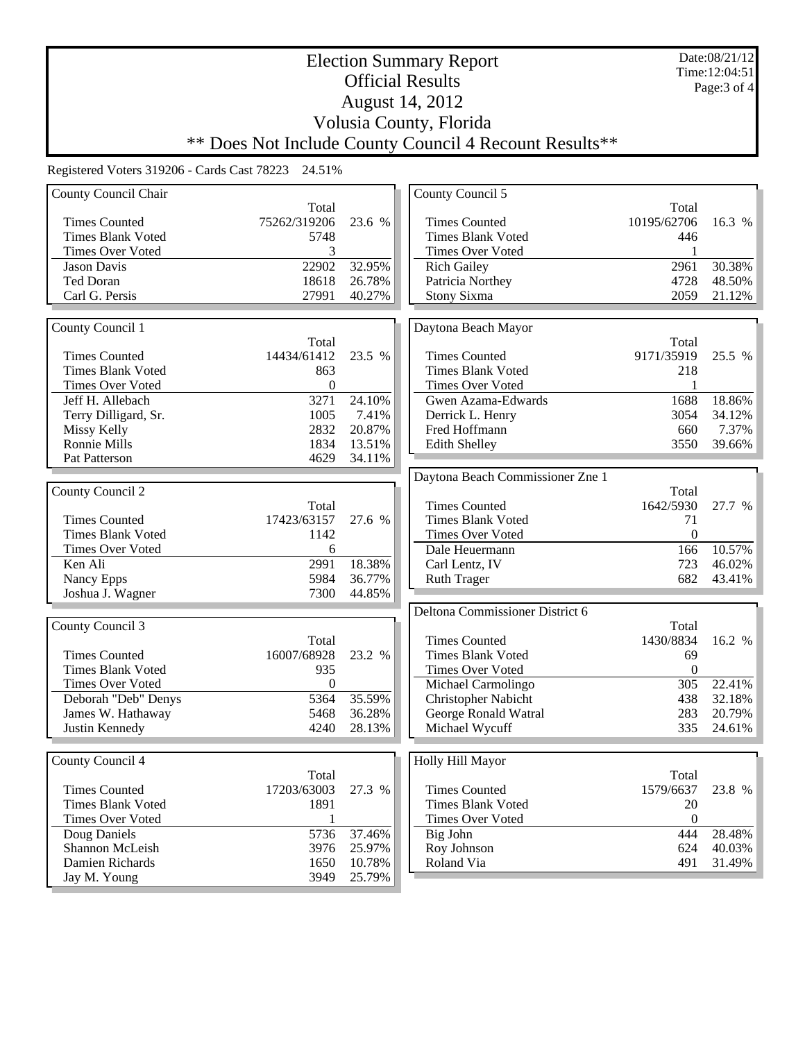# Election Summary Report

## Official Results

## August 14, 2012

## Volusia County, Florida

## ** Does Not Include County Council 4 Recount Results**

Date:08/21/12
Time:12:04:51

Registered Voters 319206 - Cards Cast 78223 24.51%

| County Council Chair | Total | |
|---|---|---|
| Times Counted | 75262/319206 | 23.6 % |
| Times Blank Voted | 5748 | |
| Times Over Voted | 3 | |
| Jason Davis | 22902 | 32.95% |
| Ted Doran | 18618 | 26.78% |
| Carl G. Persis | 27991 | 40.27% |

| County Council 1 | Total | |
|---|---|---|
| Times Counted | 14434/61412 | 23.5 % |
| Times Blank Voted | 863 | |
| Times Over Voted | 0 | |
| Jeff H. Allebach | 3271 | 24.10% |
| Terry Dilligard, Sr. | 1005 | 7.41% |
| Missy Kelly | 2832 | 20.87% |
| Ronnie Mills | 1834 | 13.51% |
| Pat Patterson | 4629 | 34.11% |

| County Council 2 | Total | |
|---|---|---|
| Times Counted | 17423/63157 | 27.6 % |
| Times Blank Voted | 1142 | |
| Times Over Voted | 6 | |
| Ken Ali | 2991 | 18.38% |
| Nancy Epps | 5984 | 36.77% |
| Joshua J. Wagner | 7300 | 44.85% |

| County Council 3 | Total | |
|---|---|---|
| Times Counted | 16007/68928 | 23.2 % |
| Times Blank Voted | 935 | |
| Times Over Voted | 0 | |
| Deborah "Deb" Denys | 5364 | 35.59% |
| James W. Hathaway | 5468 | 36.28% |
| Justin Kennedy | 4240 | 28.13% |

| County Council 4 | Total | |
|---|---|---|
| Times Counted | 17203/63003 | 27.3 % |
| Times Blank Voted | 1891 | |
| Times Over Voted | 1 | |
| Doug Daniels | 5736 | 37.46% |
| Shannon McLeish | 3976 | 25.97% |
| Damien Richards | 1650 | 10.78% |
| Jay M. Young | 3949 | 25.79% |

| County Council 5 | Total | |
|---|---|---|
| Times Counted | 10195/62706 | 16.3 % |
| Times Blank Voted | 446 | |
| Times Over Voted | 1 | |
| Rich Gailey | 2961 | 30.38% |
| Patricia Northey | 4728 | 48.50% |
| Stony Sixma | 2059 | 21.12% |

| Daytona Beach Mayor | Total | |
|---|---|---|
| Times Counted | 9171/35919 | 25.5 % |
| Times Blank Voted | 218 | |
| Times Over Voted | 1 | |
| Gwen Azama-Edwards | 1688 | 18.86% |
| Derrick L. Henry | 3054 | 34.12% |
| Fred Hoffmann | 660 | 7.37% |
| Edith Shelley | 3550 | 39.66% |

| Daytona Beach Commissioner Zne 1 | Total | |
|---|---|---|
| Times Counted | 1642/5930 | 27.7 % |
| Times Blank Voted | 71 | |
| Times Over Voted | 0 | |
| Dale Heuermann | 166 | 10.57% |
| Carl Lentz, IV | 723 | 46.02% |
| Ruth Trager | 682 | 43.41% |

| Deltona Commissioner District 6 | Total | |
|---|---|---|
| Times Counted | 1430/8834 | 16.2 % |
| Times Blank Voted | 69 | |
| Times Over Voted | 0 | |
| Michael Carmolingo | 305 | 22.41% |
| Christopher Nabicht | 438 | 32.18% |
| George Ronald Watral | 283 | 20.79% |
| Michael Wycuff | 335 | 24.61% |

| Holly Hill Mayor | Total | |
|---|---|---|
| Times Counted | 1579/6637 | 23.8 % |
| Times Blank Voted | 20 | |
| Times Over Voted | 0 | |
| Big John | 444 | 28.48% |
| Roy Johnson | 624 | 40.03% |
| Roland Via | 491 | 31.49% |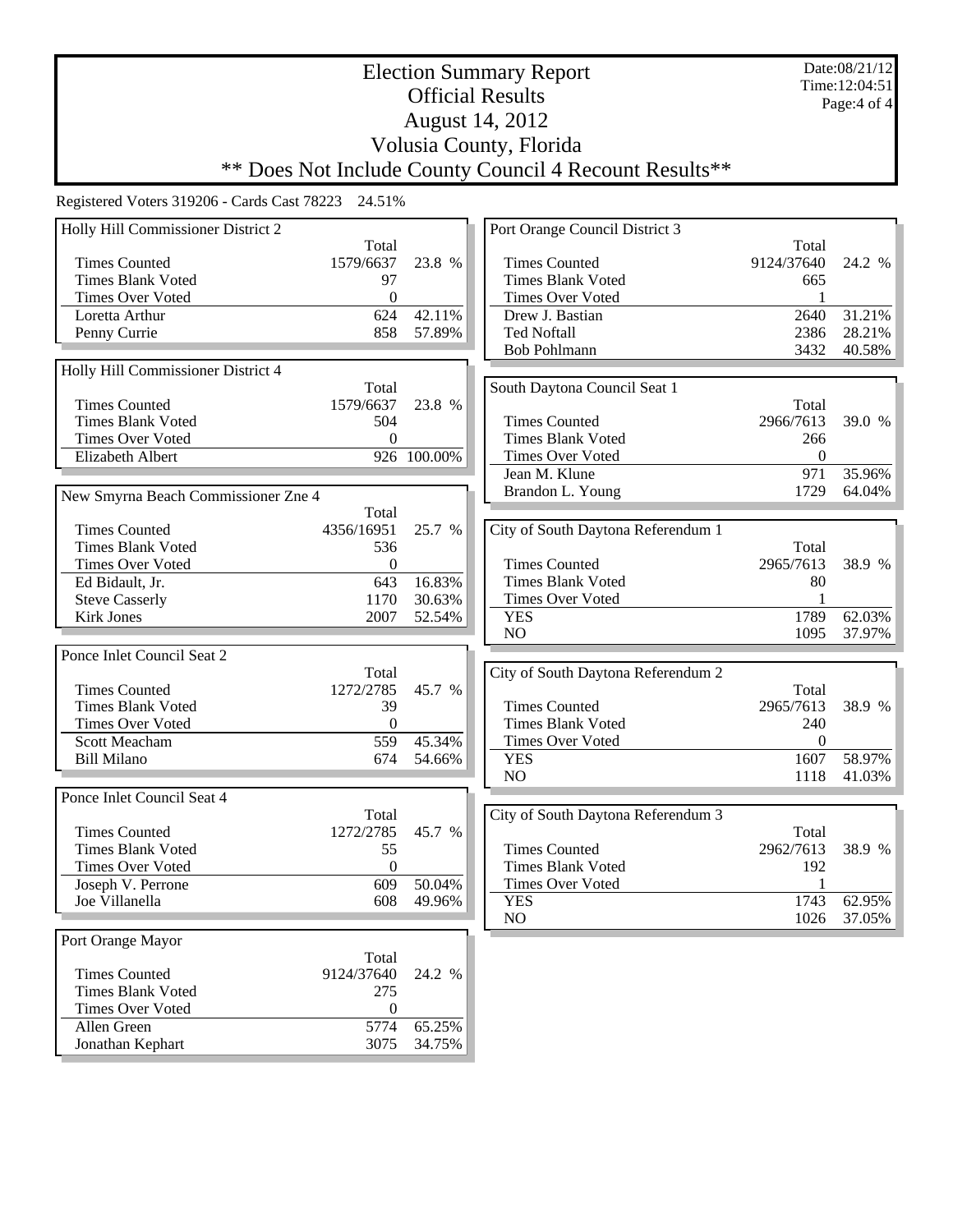# Election Summary Report

## Official Results

## August 14, 2012

## Volusia County, Florida

## ** Does Not Include County Council 4 Recount Results**

Date:08/21/12
Time:12:04:51

Registered Voters 319206 - Cards Cast 78223 24.51%

### Holly Hill Commissioner District 2

| | Total | |
|---|---|---|
| Times Counted | 1579/6637 | 23.8 % |
| Times Blank Voted | 97 | |
| Times Over Voted | 0 | |
| Loretta Arthur | 624 | 42.11% |
| Penny Currie | 858 | 57.89% |

### Holly Hill Commissioner District 4

| | Total | |
|---|---|---|
| Times Counted | 1579/6637 | 23.8 % |
| Times Blank Voted | 504 | |
| Times Over Voted | 0 | |
| Elizabeth Albert | 926 | 100.00% |

### New Smyrna Beach Commissioner Zne 4

| | Total | |
|---|---|---|
| Times Counted | 4356/16951 | 25.7 % |
| Times Blank Voted | 536 | |
| Times Over Voted | 0 | |
| Ed Bidault, Jr. | 643 | 16.83% |
| Steve Casserly | 1170 | 30.63% |
| Kirk Jones | 2007 | 52.54% |

### Ponce Inlet Council Seat 2

| | Total | |
|---|---|---|
| Times Counted | 1272/2785 | 45.7 % |
| Times Blank Voted | 39 | |
| Times Over Voted | 0 | |
| Scott Meacham | 559 | 45.34% |
| Bill Milano | 674 | 54.66% |

### Ponce Inlet Council Seat 4

| | Total | |
|---|---|---|
| Times Counted | 1272/2785 | 45.7 % |
| Times Blank Voted | 55 | |
| Times Over Voted | 0 | |
| Joseph V. Perrone | 609 | 50.04% |
| Joe Villanella | 608 | 49.96% |

### Port Orange Mayor

| | Total | |
|---|---|---|
| Times Counted | 9124/37640 | 24.2 % |
| Times Blank Voted | 275 | |
| Times Over Voted | 0 | |
| Allen Green | 5774 | 65.25% |
| Jonathan Kephart | 3075 | 34.75% |

### Port Orange Council District 3

| | Total | |
|---|---|---|
| Times Counted | 9124/37640 | 24.2 % |
| Times Blank Voted | 665 | |
| Times Over Voted | 1 | |
| Drew J. Bastian | 2640 | 31.21% |
| Ted Noftall | 2386 | 28.21% |
| Bob Pohlmann | 3432 | 40.58% |

### South Daytona Council Seat 1

| | Total | |
|---|---|---|
| Times Counted | 2966/7613 | 39.0 % |
| Times Blank Voted | 266 | |
| Times Over Voted | 0 | |
| Jean M. Klune | 971 | 35.96% |
| Brandon L. Young | 1729 | 64.04% |

### City of South Daytona Referendum 1

| | Total | |
|---|---|---|
| Times Counted | 2965/7613 | 38.9 % |
| Times Blank Voted | 80 | |
| Times Over Voted | 1 | |
| YES | 1789 | 62.03% |
| NO | 1095 | 37.97% |

### City of South Daytona Referendum 2

| | Total | |
|---|---|---|
| Times Counted | 2965/7613 | 38.9 % |
| Times Blank Voted | 240 | |
| Times Over Voted | 0 | |
| YES | 1607 | 58.97% |
| NO | 1118 | 41.03% |

### City of South Daytona Referendum 3

| | Total | |
|---|---|---|
| Times Counted | 2962/7613 | 38.9 % |
| Times Blank Voted | 192 | |
| Times Over Voted | 1 | |
| YES | 1743 | 62.95% |
| NO | 1026 | 37.05% |